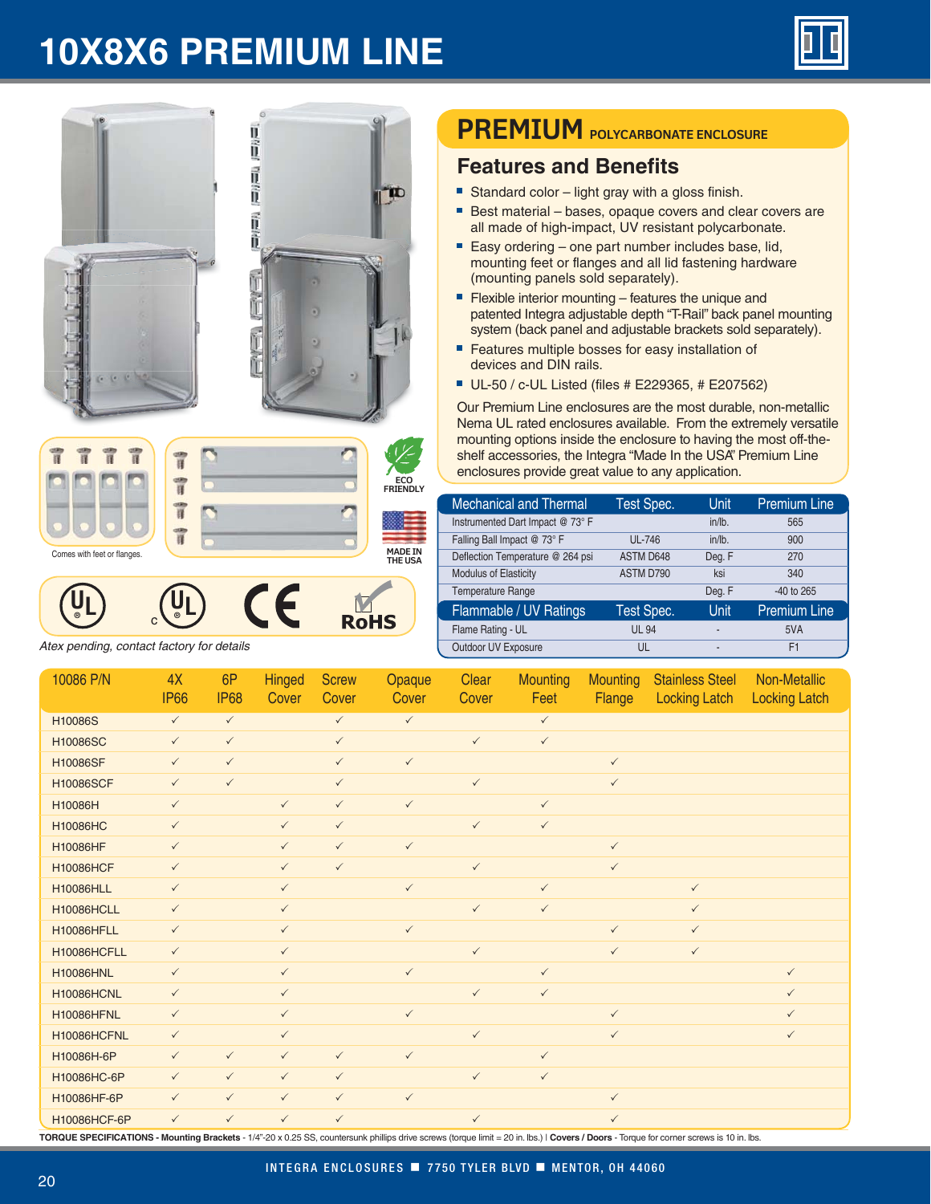# 10X8X6 PREMIUM LINE

## PREMIUM POLYCARBONATE ENCLOSURE

### Features and Benefits

- Standard color – light gray with a gloss finish.
- Best material – bases, opaque covers and clear covers are all made of high-impact, UV resistant polycarbonate.
- Easy ordering – one part number includes base, lid, mounting feet or flanges and all lid fastening hardware (mounting panels sold separately).
- Flexible interior mounting – features the unique and patented Integra adjustable depth "T-Rail" back panel mounting system (back panel and adjustable brackets sold separately).
- Features multiple bosses for easy installation of devices and DIN rails.
- UL-50 / c-UL Listed (files # E229365, # E207562)

Our Premium Line enclosures are the most durable, non-metallic Nema UL rated enclosures available. From the extremely versatile mounting options inside the enclosure to having the most off-the-shelf accessories, the Integra "Made In the USA" Premium Line enclosures provide great value to any application.

Comes with feet or flanges.

ECO FRIENDLY

MADE IN THE USA

*Atex pending, contact factory for details*

| Mechanical and Thermal | Test Spec. | Unit | Premium Line |
|---|---|---|---|
| Instrumented Dart Impact @ 73° F | | in/lb. | 565 |
| Falling Ball Impact @ 73° F | UL-746 | in/lb. | 900 |
| Deflection Temperature @ 264 psi | ASTM D648 | Deg. F | 270 |
| Modulus of Elasticity | ASTM D790 | ksi | 340 |
| Temperature Range | | Deg. F | -40 to 265 |
| **Flammable / UV Ratings** | **Test Spec.** | **Unit** | **Premium Line** |
| Flame Rating - UL | UL 94 | - | 5VA |
| Outdoor UV Exposure | UL | - | F1 |

| 10086 P/N | 4X IP66 | 6P IP68 | Hinged Cover | Screw Cover | Opaque Cover | Clear Cover | Mounting Feet | Mounting Flange | Stainless Steel Locking Latch | Non-Metallic Locking Latch |
|---|---|---|---|---|---|---|---|---|---|---|
| H10086S | ✓ | ✓ | | ✓ | ✓ | | ✓ | | | |
| H10086SC | ✓ | ✓ | | ✓ | | ✓ | ✓ | | | |
| H10086SF | ✓ | ✓ | | ✓ | ✓ | | | ✓ | | |
| H10086SCF | ✓ | ✓ | | ✓ | | ✓ | | ✓ | | |
| H10086H | ✓ | | ✓ | ✓ | ✓ | | ✓ | | | |
| H10086HC | ✓ | | ✓ | ✓ | | ✓ | ✓ | | | |
| H10086HF | ✓ | | ✓ | ✓ | ✓ | | | ✓ | | |
| H10086HCF | ✓ | | ✓ | ✓ | | ✓ | | ✓ | | |
| H10086HLL | ✓ | | ✓ | | ✓ | | ✓ | | ✓ | |
| H10086HCLL | ✓ | | ✓ | | | ✓ | ✓ | | ✓ | |
| H10086HFLL | ✓ | | ✓ | | ✓ | | | ✓ | ✓ | |
| H10086HCFLL | ✓ | | ✓ | | | ✓ | | ✓ | ✓ | |
| H10086HNL | ✓ | | ✓ | | ✓ | | ✓ | | | ✓ |
| H10086HCNL | ✓ | | ✓ | | | ✓ | ✓ | | | ✓ |
| H10086HFNL | ✓ | | ✓ | | ✓ | | | ✓ | | ✓ |
| H10086HCFNL | ✓ | | ✓ | | | ✓ | | ✓ | | ✓ |
| H10086H-6P | ✓ | ✓ | ✓ | ✓ | ✓ | | ✓ | | | |
| H10086HC-6P | ✓ | ✓ | ✓ | ✓ | | ✓ | ✓ | | | |
| H10086HF-6P | ✓ | ✓ | ✓ | ✓ | ✓ | | | ✓ | | |
| H10086HCF-6P | ✓ | ✓ | ✓ | ✓ | | ✓ | | ✓ | | |

**TORQUE SPECIFICATIONS - Mounting Brackets** - 1/4"-20 x 0.25 SS, countersunk phillips drive screws (torque limit = 20 in. lbs.) | **Covers / Doors** - Torque for corner screws is 10 in. lbs.

INTEGRA ENCLOSURES ■ 7750 TYLER BLVD ■ MENTOR, OH 44060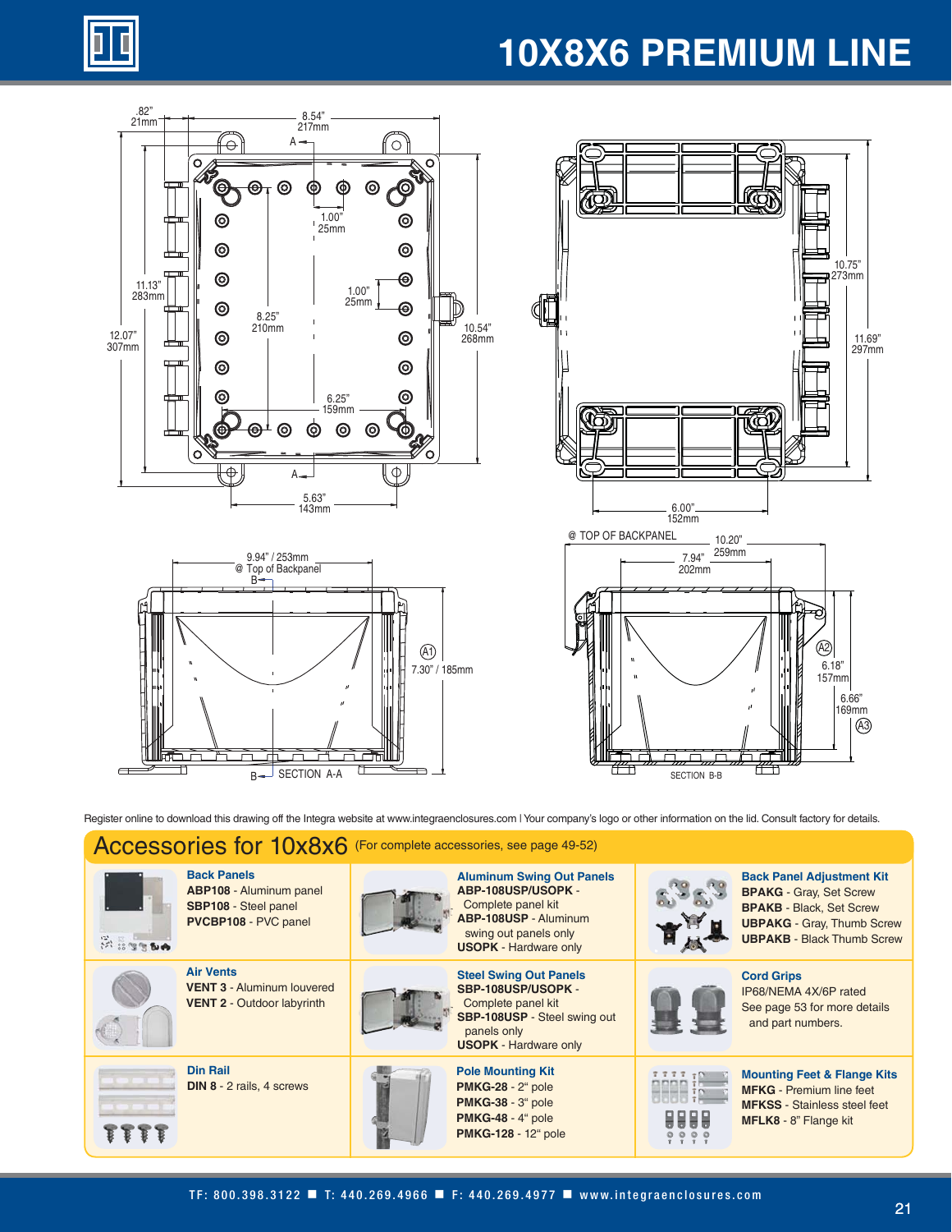# 10X8X6 PREMIUM LINE

.82"
21mm

8.54"
217mm

A

1.00"
25mm

1.00"
25mm

11.13"
283mm

12.07"
307mm

8.25"
210mm

10.54"
268mm

6.25"
159mm

A

5.63"
143mm

10.75"
273mm

11.69"
297mm

6.00"
152mm

@ TOP OF BACKPANEL

9.94" / 253mm
@ Top of Backpanel
B

A1

7.30" / 185mm

B SECTION A-A

10.20"
259mm

7.94"
202mm

A2

6.18"
157mm

6.66"
169mm

A3

SECTION B-B

Register online to download this drawing off the Integra website at www.integraenclosures.com I Your company's logo or other information on the lid. Consult factory for details.

## Accessories for 10x8x6 (For complete accessories, see page 49-52)

**Back Panels**
**ABP108** - Aluminum panel
**SBP108** - Steel panel
**PVCBP108** - PVC panel

**Aluminum Swing Out Panels**
**ABP-108USP/USOPK** - Complete panel kit
**ABP-108USP** - Aluminum swing out panels only
**USOPK** - Hardware only

**Back Panel Adjustment Kit**
**BPAKG** - Gray, Set Screw
**BPAKB** - Black, Set Screw
**UBPAKG** - Gray, Thumb Screw
**UBPAKB** - Black Thumb Screw

**Air Vents**
**VENT 3** - Aluminum louvered
**VENT 2** - Outdoor labyrinth

**Steel Swing Out Panels**
**SBP-108USP/USOPK** - Complete panel kit
**SBP-108USP** - Steel swing out panels only
**USOPK** - Hardware only

**Cord Grips**
IP68/NEMA 4X/6P rated
See page 53 for more details and part numbers.

**Din Rail**
**DIN 8** - 2 rails, 4 screws

**Pole Mounting Kit**
**PMKG-28** - 2" pole
**PMKG-38** - 3" pole
**PMKG-48** - 4" pole
**PMKG-128** - 12" pole

**Mounting Feet & Flange Kits**
**MFKG** - Premium line feet
**MFKSS** - Stainless steel feet
**MFLK8** - 8" Flange kit

TF: 800.398.3122 ■ T: 440.269.4966 ■ F: 440.269.4977 ■ www.integraenclosures.com